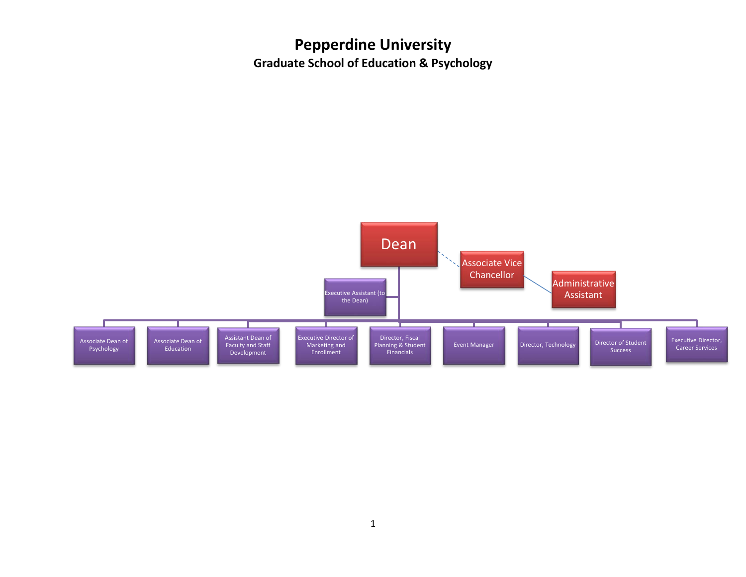# Pepperdine University

## Graduate School of Education & Psychology

- **Dean**
  - Executive Assistant (to the Dean)
  - Associate Vice Chancellor (dotted line)
    - Administrative Assistant
  - Associate Dean of Psychology
  - Associate Dean of Education
  - Assistant Dean of Faculty and Staff Development
  - Executive Director of Marketing and Enrollment
  - Director, Fiscal Planning & Student Financials
  - Event Manager
  - Director, Technology
  - Director of Student Success
  - Executive Director, Career Services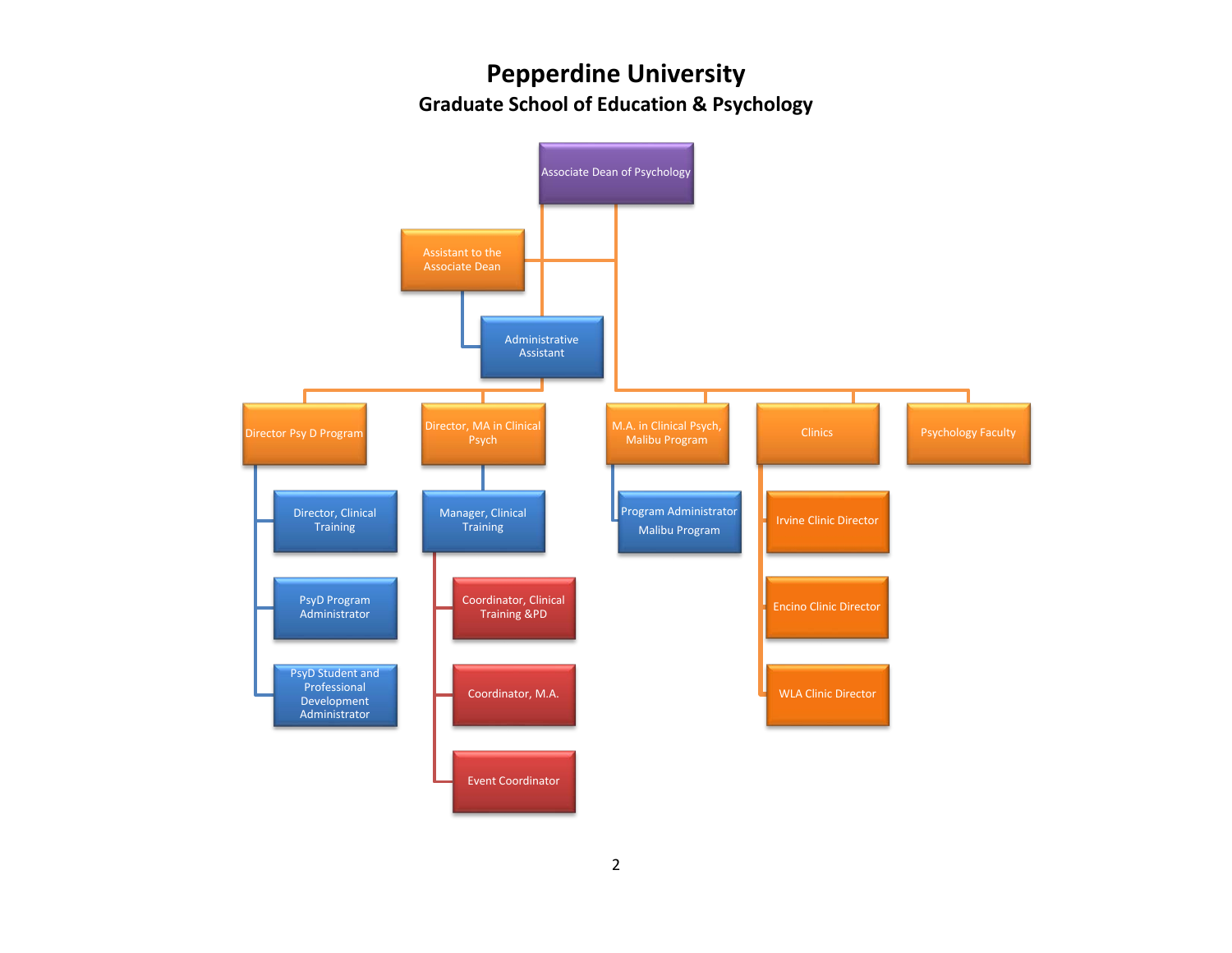# Pepperdine University

## Graduate School of Education & Psychology

- Associate Dean of Psychology
  - Assistant to the Associate Dean
    - Administrative Assistant
  - Director Psy D Program
    - Director, Clinical Training
    - PsyD Program Administrator
    - PsyD Student and Professional Development Administrator
  - Director, MA in Clinical Psych
    - Manager, Clinical Training
      - Coordinator, Clinical Training &PD
      - Coordinator, M.A.
      - Event Coordinator
  - M.A. in Clinical Psych, Malibu Program
    - Program Administrator Malibu Program
  - Clinics
    - Irvine Clinic Director
    - Encino Clinic Director
    - WLA Clinic Director
  - Psychology Faculty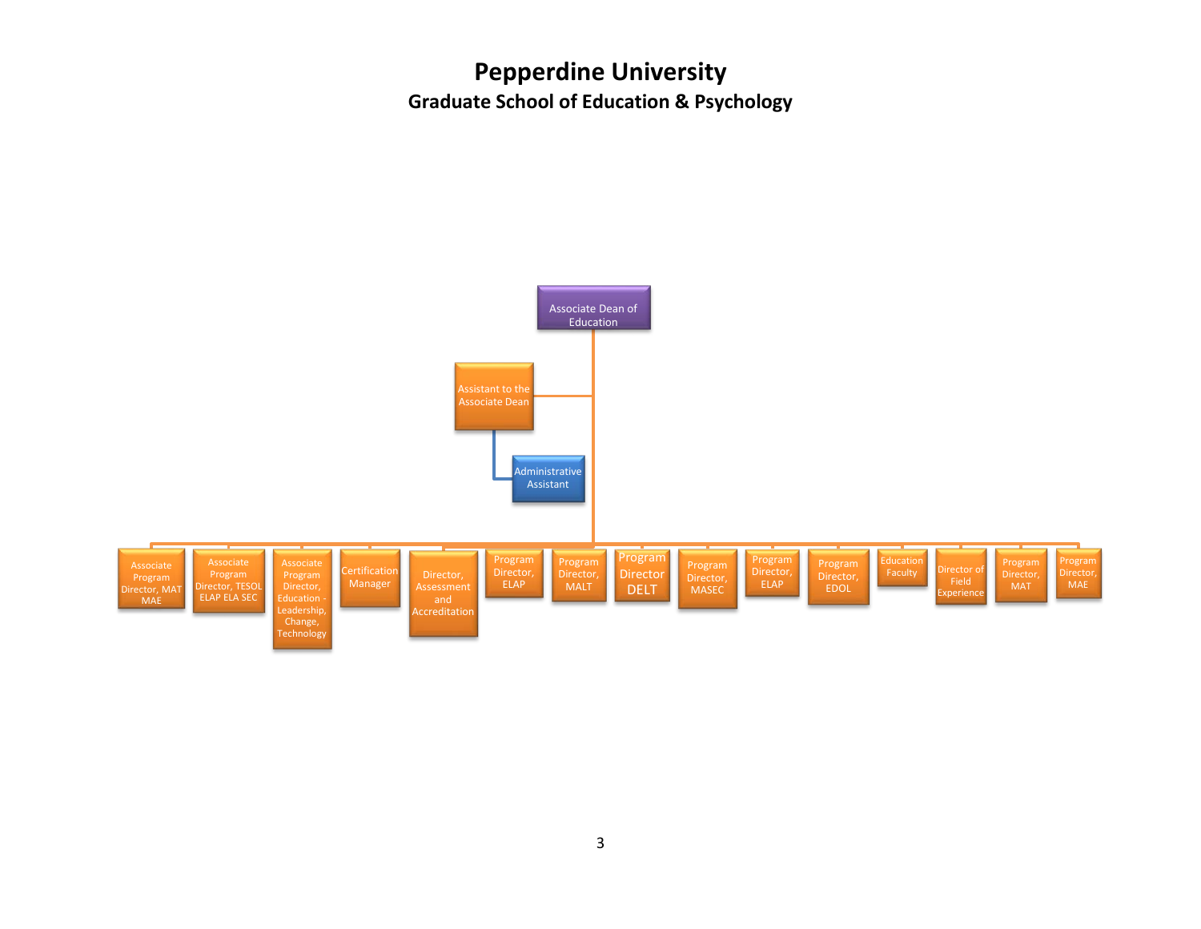# Pepperdine University

## Graduate School of Education & Psychology

- Associate Dean of Education
  - Assistant to the Associate Dean
    - Administrative Assistant
  - Associate Program Director, MAT MAE
  - Associate Program Director, TESOL ELAP ELA SEC
  - Associate Program Director, Education - Leadership, Change, Technology
  - Certification Manager
  - Director, Assessment and Accreditation
  - Program Director, ELAP
  - Program Director, MALT
  - Program Director DELT
  - Program Director, MASEC
  - Program Director, ELAP
  - Program Director, EDOL
  - Education Faculty
  - Director of Field Experience
  - Program Director, MAT
  - Program Director, MAE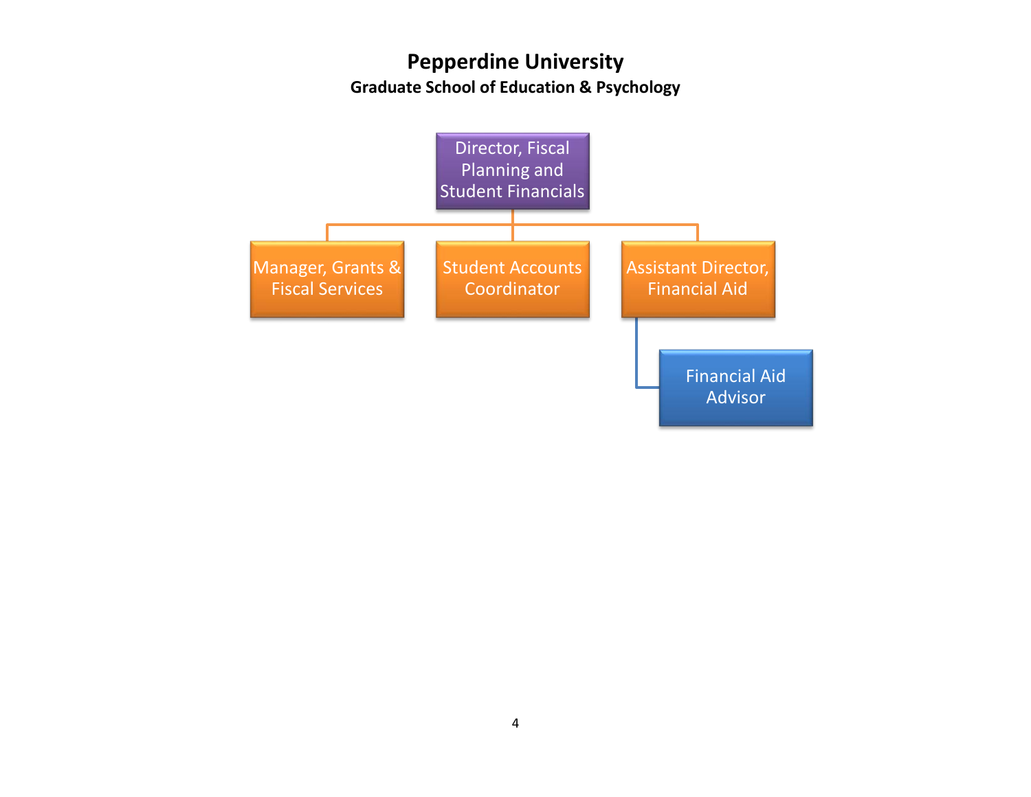# Pepperdine University

## Graduate School of Education & Psychology

- Director, Fiscal Planning and Student Financials
  - Manager, Grants & Fiscal Services
  - Student Accounts Coordinator
  - Assistant Director, Financial Aid
    - Financial Aid Advisor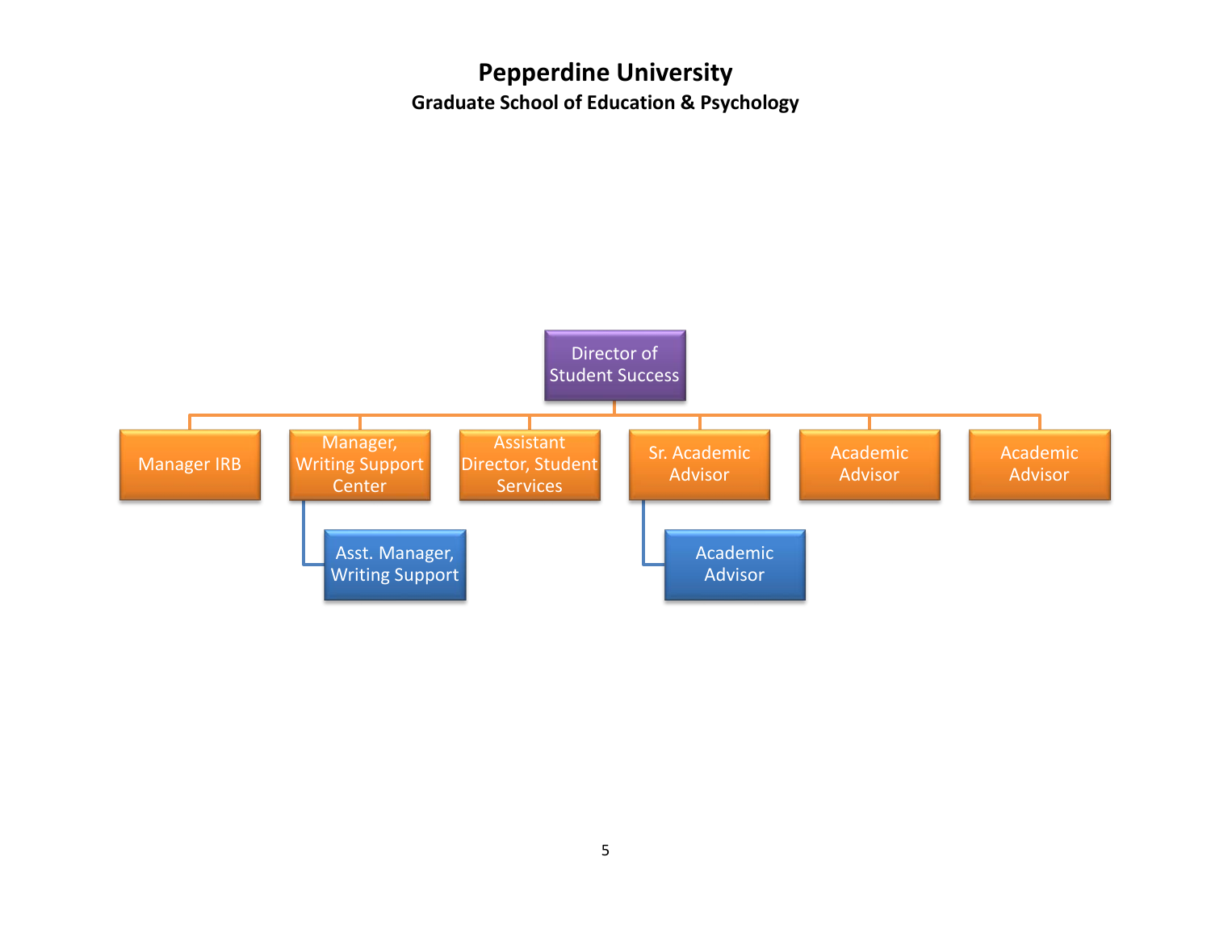# Pepperdine University

## Graduate School of Education & Psychology

- Director of Student Success
  - Manager IRB
  - Manager, Writing Support Center
    - Asst. Manager, Writing Support
  - Assistant Director, Student Services
  - Sr. Academic Advisor
    - Academic Advisor
  - Academic Advisor
  - Academic Advisor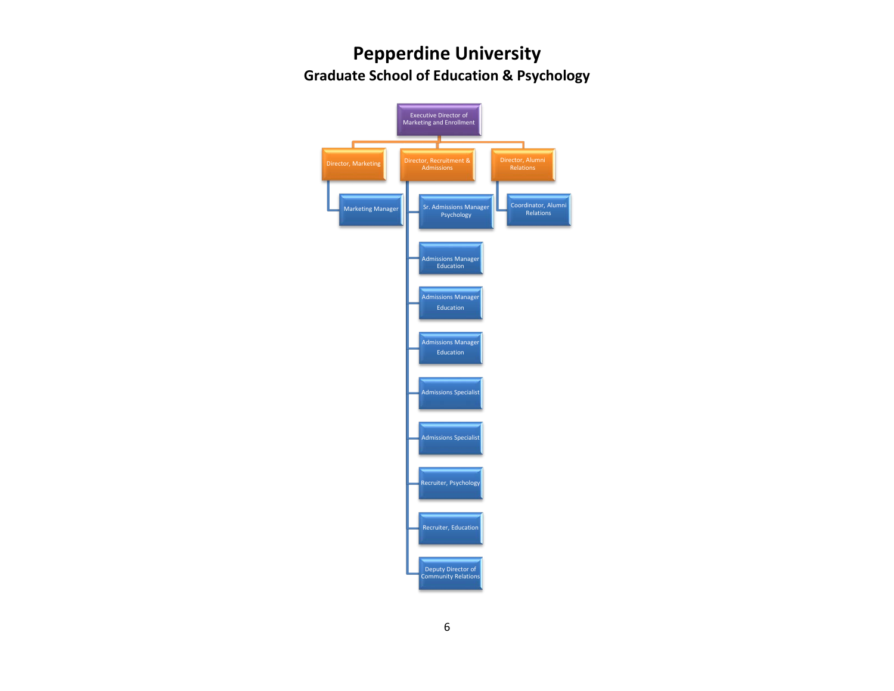# Pepperdine University

## Graduate School of Education & Psychology

- Executive Director of Marketing and Enrollment
  - Director, Marketing
    - Marketing Manager
  - Director, Recruitment & Admissions
    - Sr. Admissions Manager Psychology
    - Admissions Manager Education
    - Admissions Manager Education
    - Admissions Manager Education
    - Admissions Specialist
    - Admissions Specialist
    - Recruiter, Psychology
    - Recruiter, Education
    - Deputy Director of Community Relations
  - Director, Alumni Relations
    - Coordinator, Alumni Relations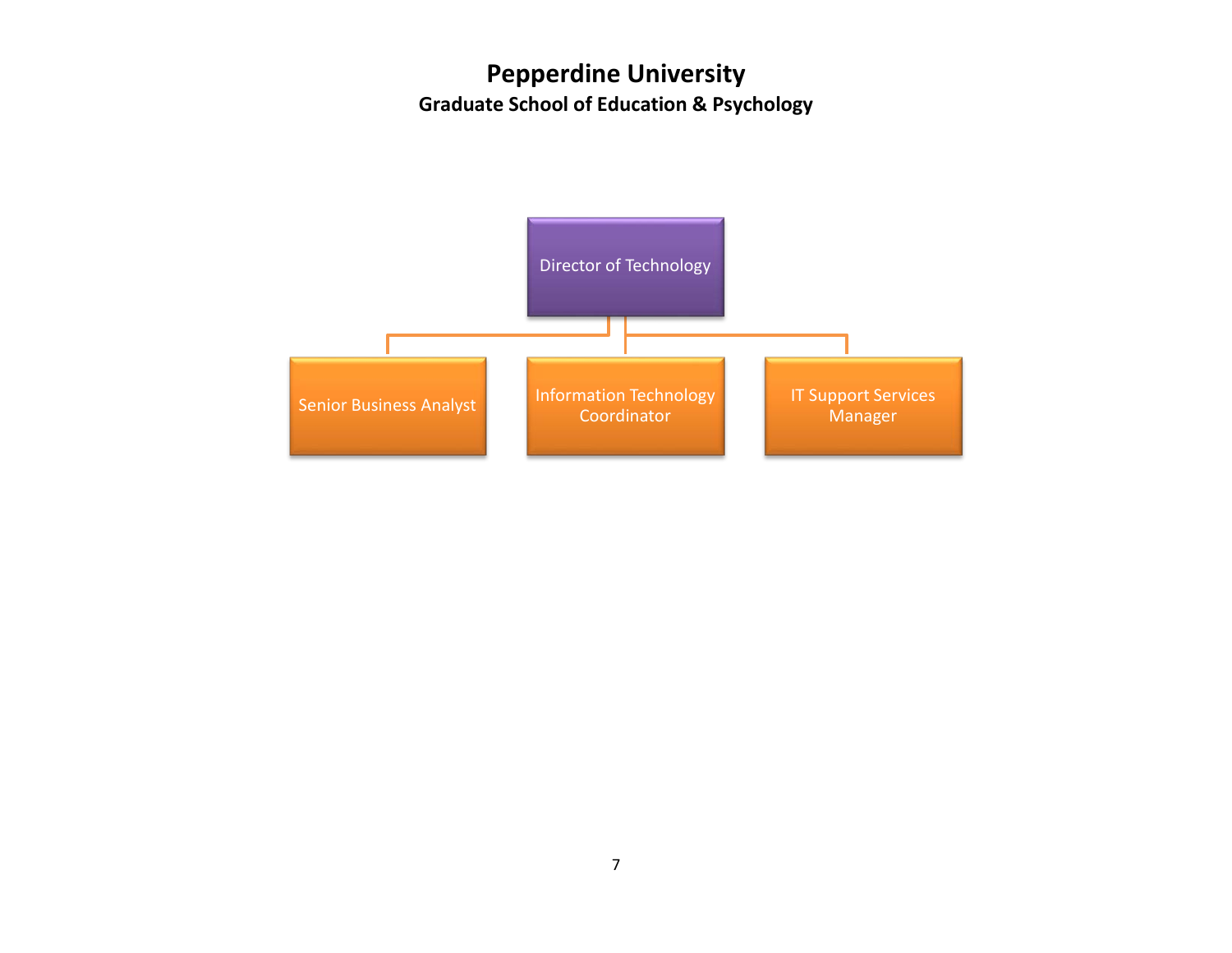# Pepperdine University

## Graduate School of Education & Psychology

- Director of Technology
  - Senior Business Analyst
  - Information Technology Coordinator
  - IT Support Services Manager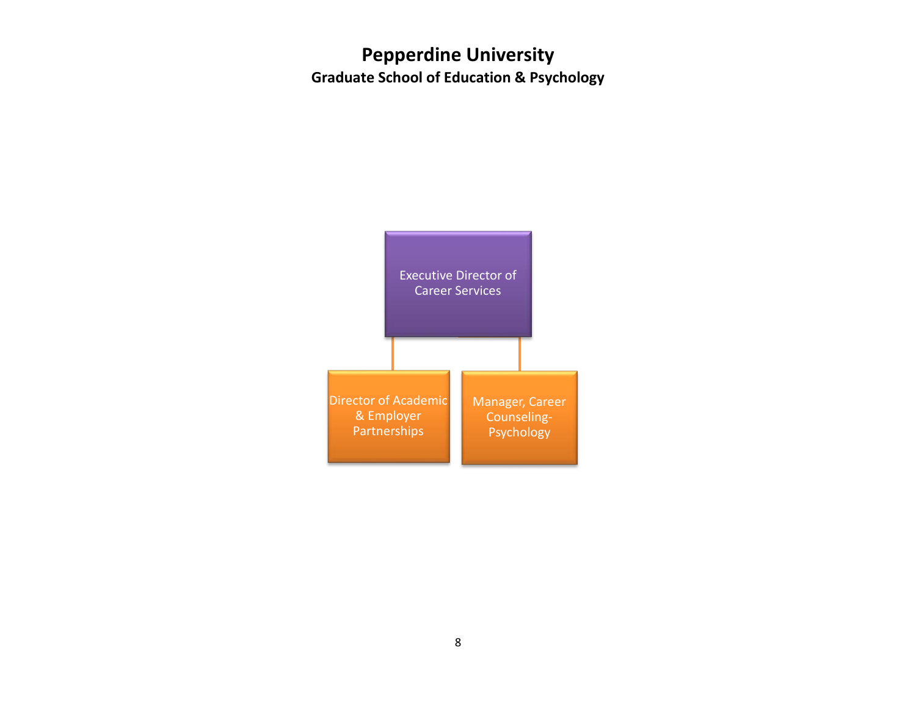# Pepperdine University

## Graduate School of Education & Psychology

- Executive Director of Career Services
  - Director of Academic & Employer Partnerships
  - Manager, Career Counseling-Psychology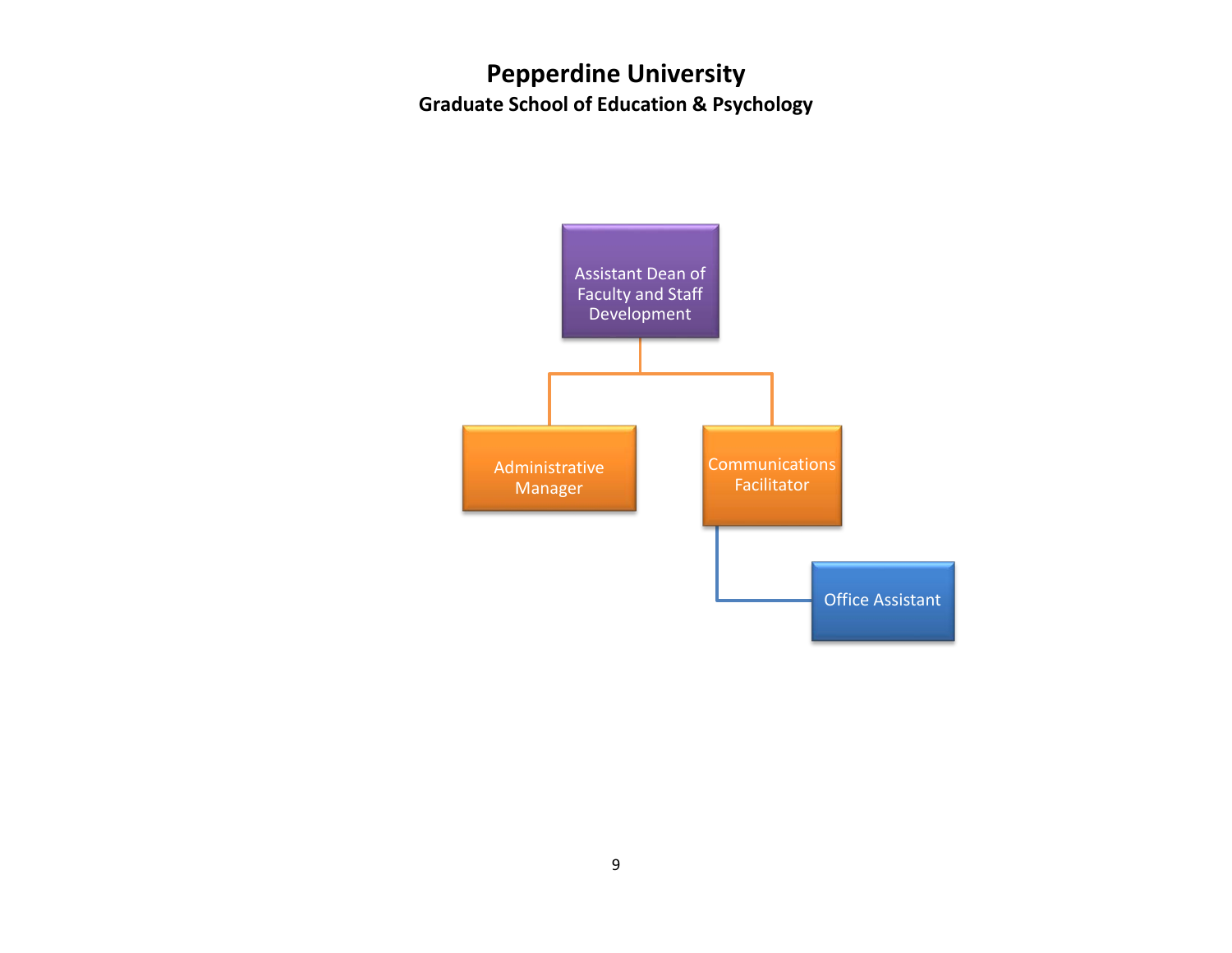# Pepperdine University

## Graduate School of Education & Psychology

- Assistant Dean of Faculty and Staff Development
  - Administrative Manager
  - Communications Facilitator
    - Office Assistant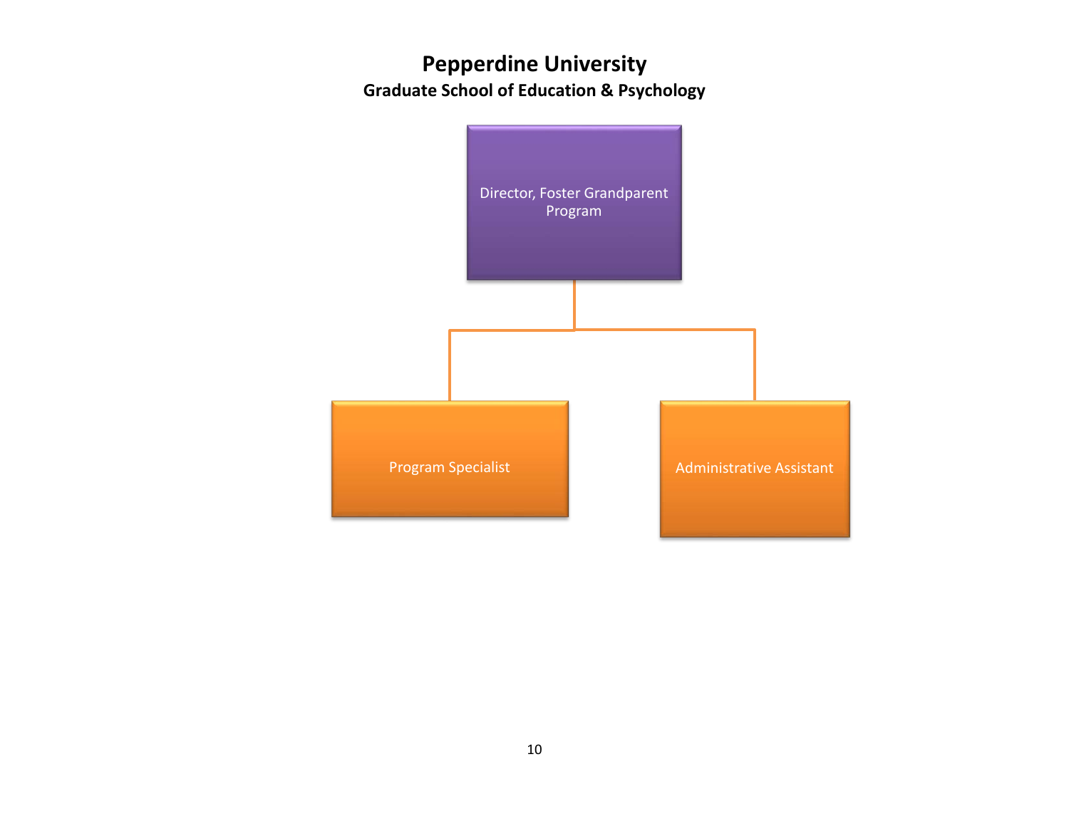# Pepperdine University

## Graduate School of Education & Psychology

Director, Foster Grandparent Program

Program Specialist

Administrative Assistant